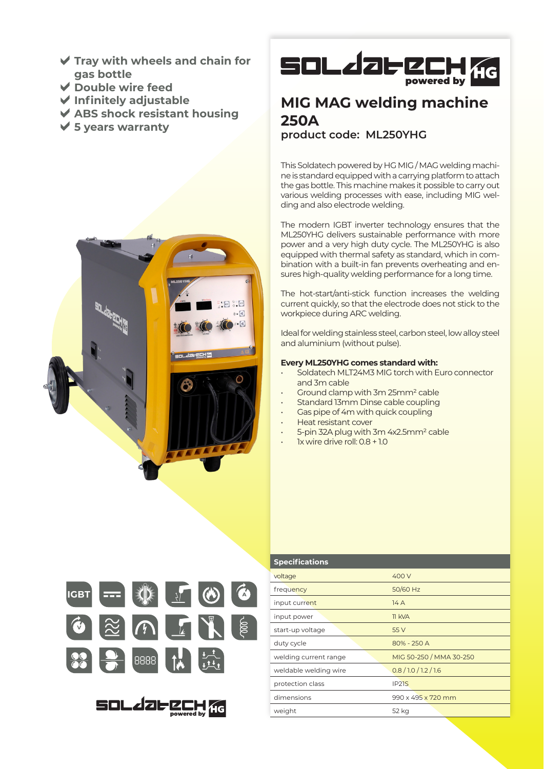- ✔ Tray with wheels and chain for gas bottle
- ✔ Double wire feed
- ✔ Infinitely adjustable
- ✔ ABS shock resistant housing
- ✔ 5 years warranty

# MIG MAG welding machine 250A

## product code: ML250YHG

This Soldatech powered by HG MIG / MAG welding machine is standard equipped with a carrying platform to attach the gas bottle. This machine makes it possible to carry out various welding processes with ease, including MIG welding and also electrode welding.

The modern IGBT inverter technology ensures that the ML250YHG delivers sustainable performance with more power and a very high duty cycle. The ML250YHG is also equipped with thermal safety as standard, which in combination with a built-in fan prevents overheating and ensures high-quality welding performance for a long time.

The hot-start/anti-stick function increases the welding current quickly, so that the electrode does not stick to the workpiece during ARC welding.

Ideal for welding stainless steel, carbon steel, low alloy steel and aluminium (without pulse).

**Every ML250YHG comes standard with:**

- Soldatech MLT24M3 MIG torch with Euro connector and 3m cable
- Ground clamp with 3m 25mm² cable
- Standard 13mm Dinse cable coupling
- Gas pipe of 4m with quick coupling
- Heat resistant cover
- 5-pin 32A plug with 3m 4x2.5mm² cable
- 1x wire drive roll: 0.8 + 1.0

| Specifications | |
|---|---|
| voltage | 400 V |
| frequency | 50/60 Hz |
| input current | 14 A |
| input power | 11 kVA |
| start-up voltage | 55 V |
| duty cycle | 80% - 250 A |
| welding current range | MIG 50-250 / MMA 30-250 |
| weldable welding wire | 0.8 / 1.0 / 1.2 / 1.6 |
| protection class | IP21S |
| dimensions | 990 x 495 x 720 mm |
| weight | 52 kg |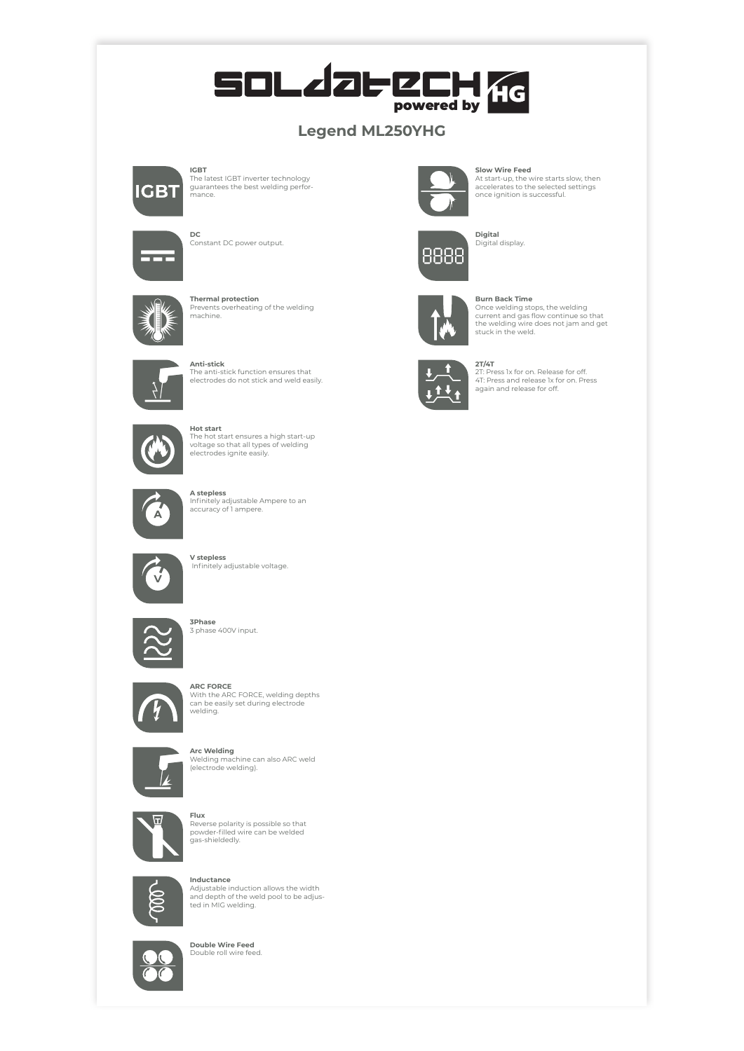# SOLDATECH powered by HG

## Legend ML250YHG

**IGBT**
The latest IGBT inverter technology guarantees the best welding performance.

**DC**
Constant DC power output.

**Thermal protection**
Prevents overheating of the welding machine.

**Anti-stick**
The anti-stick function ensures that electrodes do not stick and weld easily.

**Hot start**
The hot start ensures a high start-up voltage so that all types of welding electrodes ignite easily.

**A stepless**
Infinitely adjustable Ampere to an accuracy of 1 ampere.

**V stepless**
Infinitely adjustable voltage.

**3Phase**
3 phase 400V input.

**ARC FORCE**
With the ARC FORCE, welding depths can be easily set during electrode welding.

**Arc Welding**
Welding machine can also ARC weld (electrode welding).

**Flux**
Reverse polarity is possible so that powder-filled wire can be welded gas-shieldedly.

**Inductance**
Adjustable induction allows the width and depth of the weld pool to be adjusted in MIG welding.

**Double Wire Feed**
Double roll wire feed.

**Slow Wire Feed**
At start-up, the wire starts slow, then accelerates to the selected settings once ignition is successful.

**Digital**
Digital display.

**Burn Back Time**
Once welding stops, the welding current and gas flow continue so that the welding wire does not jam and get stuck in the weld.

**2T/4T**
2T: Press 1x for on. Release for off.
4T: Press and release 1x for on. Press again and release for off.